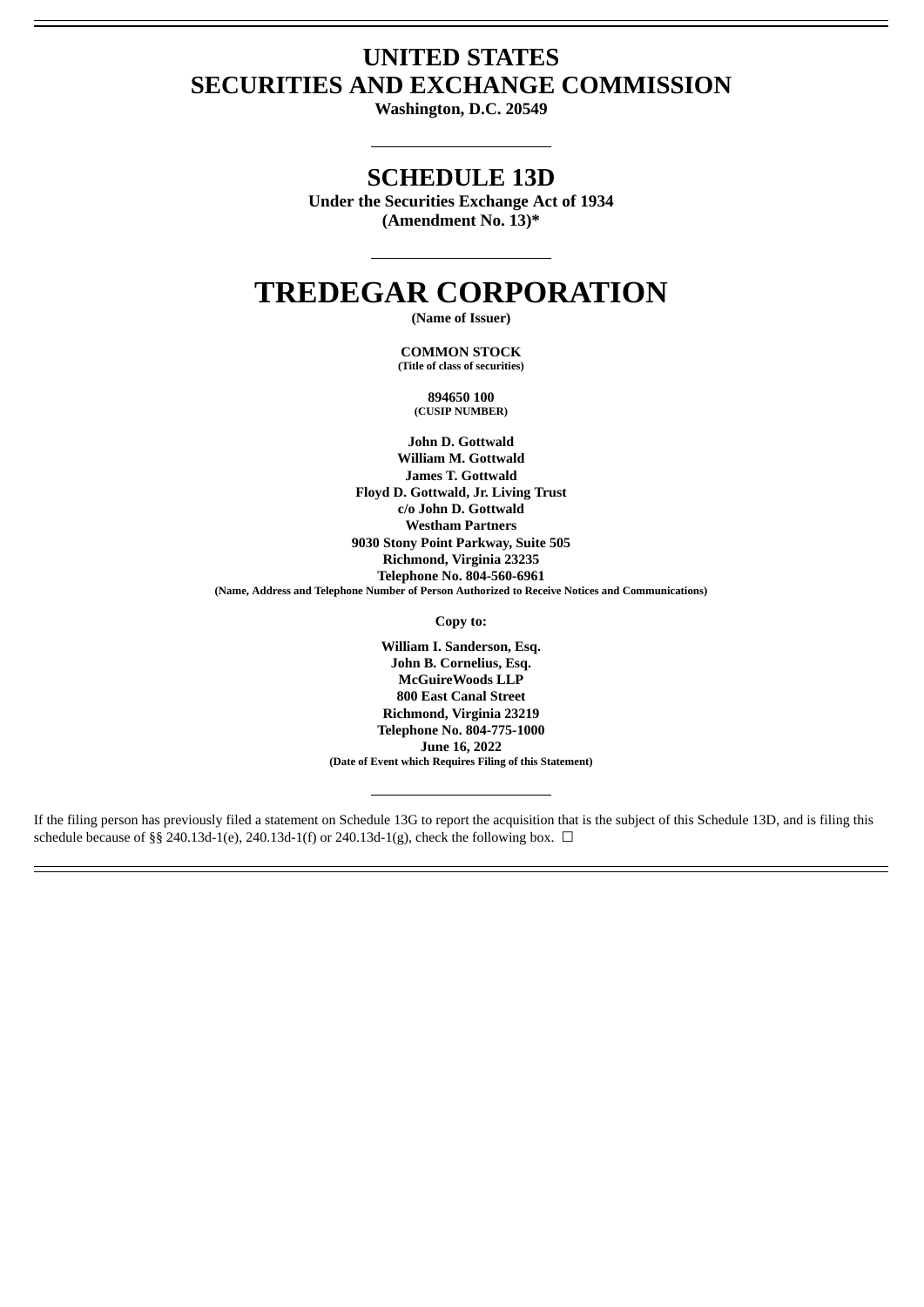# UNITED STATES
# SECURITIES AND EXCHANGE COMMISSION

**Washington, D.C. 20549**

## SCHEDULE 13D

**Under the Securities Exchange Act of 1934**
**(Amendment No. 13)***

# TREDEGAR CORPORATION

**(Name of Issuer)**

**COMMON STOCK**
**(Title of class of securities)**

**894650 100**
**(CUSIP NUMBER)**

**John D. Gottwald**
**William M. Gottwald**
**James T. Gottwald**
**Floyd D. Gottwald, Jr. Living Trust**
**c/o John D. Gottwald**
**Westham Partners**
**9030 Stony Point Parkway, Suite 505**
**Richmond, Virginia 23235**
**Telephone No. 804-560-6961**
**(Name, Address and Telephone Number of Person Authorized to Receive Notices and Communications)**

**Copy to:**

**William I. Sanderson, Esq.**
**John B. Cornelius, Esq.**
**McGuireWoods LLP**
**800 East Canal Street**
**Richmond, Virginia 23219**
**Telephone No. 804-775-1000**
**June 16, 2022**
**(Date of Event which Requires Filing of this Statement)**

If the filing person has previously filed a statement on Schedule 13G to report the acquisition that is the subject of this Schedule 13D, and is filing this schedule because of §§ 240.13d-1(e), 240.13d-1(f) or 240.13d-1(g), check the following box. ☐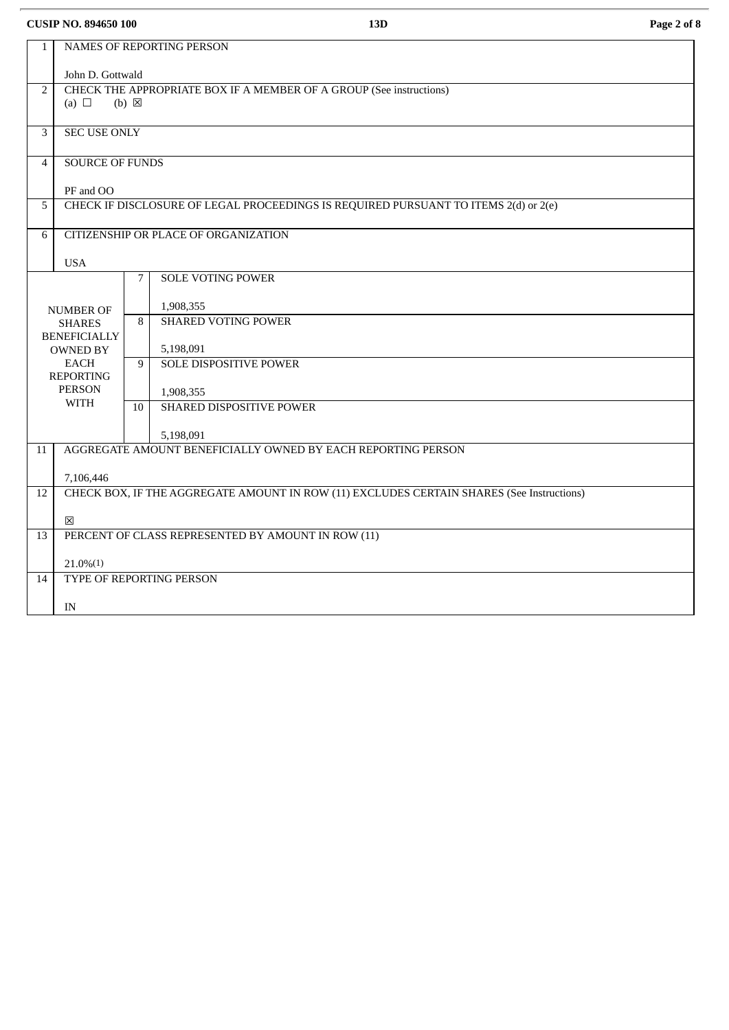CUSIP NO. 894650 100 13D

| | | | |
|---|---|---|---|
| 1 | NAMES OF REPORTING PERSON<br><br>John D. Gottwald | | |
| 2 | CHECK THE APPROPRIATE BOX IF A MEMBER OF A GROUP (See instructions)<br>(a) ☐ (b) ☒ | | |
| 3 | SEC USE ONLY | | |
| 4 | SOURCE OF FUNDS<br><br>PF and OO | | |
| 5 | CHECK IF DISCLOSURE OF LEGAL PROCEEDINGS IS REQUIRED PURSUANT TO ITEMS 2(d) or 2(e) | | |
| 6 | CITIZENSHIP OR PLACE OF ORGANIZATION<br><br>USA | | |
| NUMBER OF SHARES BENEFICIALLY OWNED BY EACH REPORTING PERSON WITH | | 7 | SOLE VOTING POWER<br><br>1,908,355 |
| | | 8 | SHARED VOTING POWER<br><br>5,198,091 |
| | | 9 | SOLE DISPOSITIVE POWER<br><br>1,908,355 |
| | | 10 | SHARED DISPOSITIVE POWER<br><br>5,198,091 |
| 11 | AGGREGATE AMOUNT BENEFICIALLY OWNED BY EACH REPORTING PERSON<br><br>7,106,446 | | |
| 12 | CHECK BOX, IF THE AGGREGATE AMOUNT IN ROW (11) EXCLUDES CERTAIN SHARES (See Instructions)<br><br>☒ | | |
| 13 | PERCENT OF CLASS REPRESENTED BY AMOUNT IN ROW (11)<br><br>21.0%(1) | | |
| 14 | TYPE OF REPORTING PERSON<br><br>IN | | |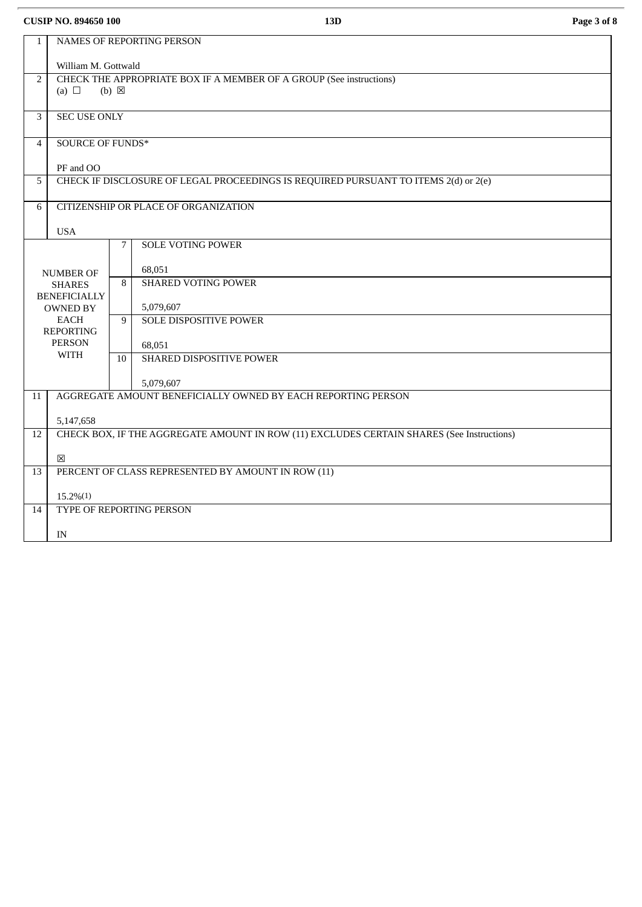| | | | |
|---|---|---|---|
| 1 | NAMES OF REPORTING PERSON<br><br>William M. Gottwald | | |
| 2 | CHECK THE APPROPRIATE BOX IF A MEMBER OF A GROUP (See instructions)<br>(a) ☐ (b) ☒ | | |
| 3 | SEC USE ONLY | | |
| 4 | SOURCE OF FUNDS*<br><br>PF and OO | | |
| 5 | CHECK IF DISCLOSURE OF LEGAL PROCEEDINGS IS REQUIRED PURSUANT TO ITEMS 2(d) or 2(e) | | |
| 6 | CITIZENSHIP OR PLACE OF ORGANIZATION<br><br>USA | | |
| NUMBER OF SHARES BENEFICIALLY OWNED BY EACH REPORTING PERSON WITH | | 7 | SOLE VOTING POWER<br><br>68,051 |
| | | 8 | SHARED VOTING POWER<br><br>5,079,607 |
| | | 9 | SOLE DISPOSITIVE POWER<br><br>68,051 |
| | | 10 | SHARED DISPOSITIVE POWER<br><br>5,079,607 |
| 11 | AGGREGATE AMOUNT BENEFICIALLY OWNED BY EACH REPORTING PERSON<br><br>5,147,658 | | |
| 12 | CHECK BOX, IF THE AGGREGATE AMOUNT IN ROW (11) EXCLUDES CERTAIN SHARES (See Instructions)<br><br>☒ | | |
| 13 | PERCENT OF CLASS REPRESENTED BY AMOUNT IN ROW (11)<br><br>15.2%(1) | | |
| 14 | TYPE OF REPORTING PERSON<br><br>IN | | |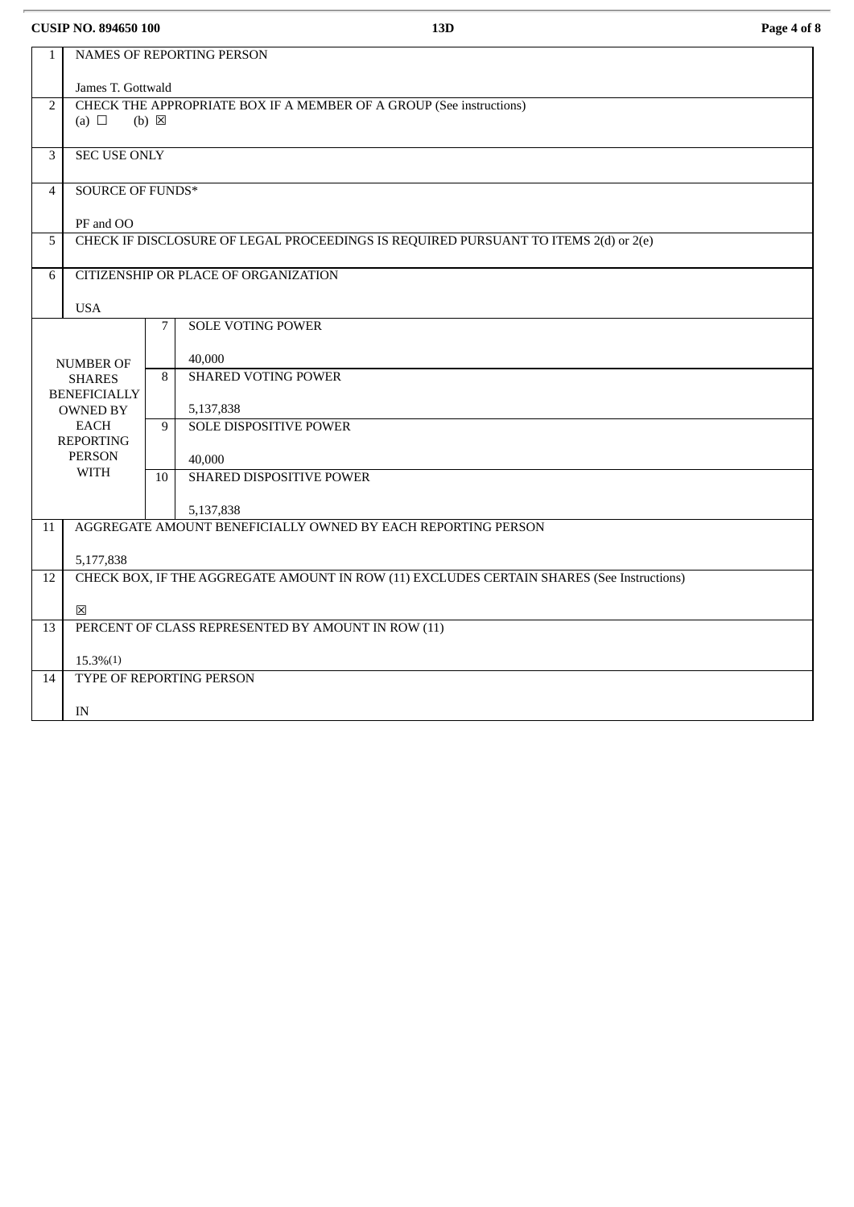CUSIP NO. 894650 100 | 13D

| 1 | NAMES OF REPORTING PERSON<br><br>James T. Gottwald | | |
|---|---|---|---|
| 2 | CHECK THE APPROPRIATE BOX IF A MEMBER OF A GROUP (See instructions)<br>(a) ☐ (b) ☒ | | |
| 3 | SEC USE ONLY | | |
| 4 | SOURCE OF FUNDS*<br><br>PF and OO | | |
| 5 | CHECK IF DISCLOSURE OF LEGAL PROCEEDINGS IS REQUIRED PURSUANT TO ITEMS 2(d) or 2(e) | | |
| 6 | CITIZENSHIP OR PLACE OF ORGANIZATION<br><br>USA | | |
| NUMBER OF SHARES BENEFICIALLY OWNED BY EACH REPORTING PERSON WITH | | 7 | SOLE VOTING POWER<br><br>40,000 |
| | | 8 | SHARED VOTING POWER<br><br>5,137,838 |
| | | 9 | SOLE DISPOSITIVE POWER<br><br>40,000 |
| | | 10 | SHARED DISPOSITIVE POWER<br><br>5,137,838 |
| 11 | AGGREGATE AMOUNT BENEFICIALLY OWNED BY EACH REPORTING PERSON<br><br>5,177,838 | | |
| 12 | CHECK BOX, IF THE AGGREGATE AMOUNT IN ROW (11) EXCLUDES CERTAIN SHARES (See Instructions)<br><br>☒ | | |
| 13 | PERCENT OF CLASS REPRESENTED BY AMOUNT IN ROW (11)<br><br>15.3%(1) | | |
| 14 | TYPE OF REPORTING PERSON<br><br>IN | | |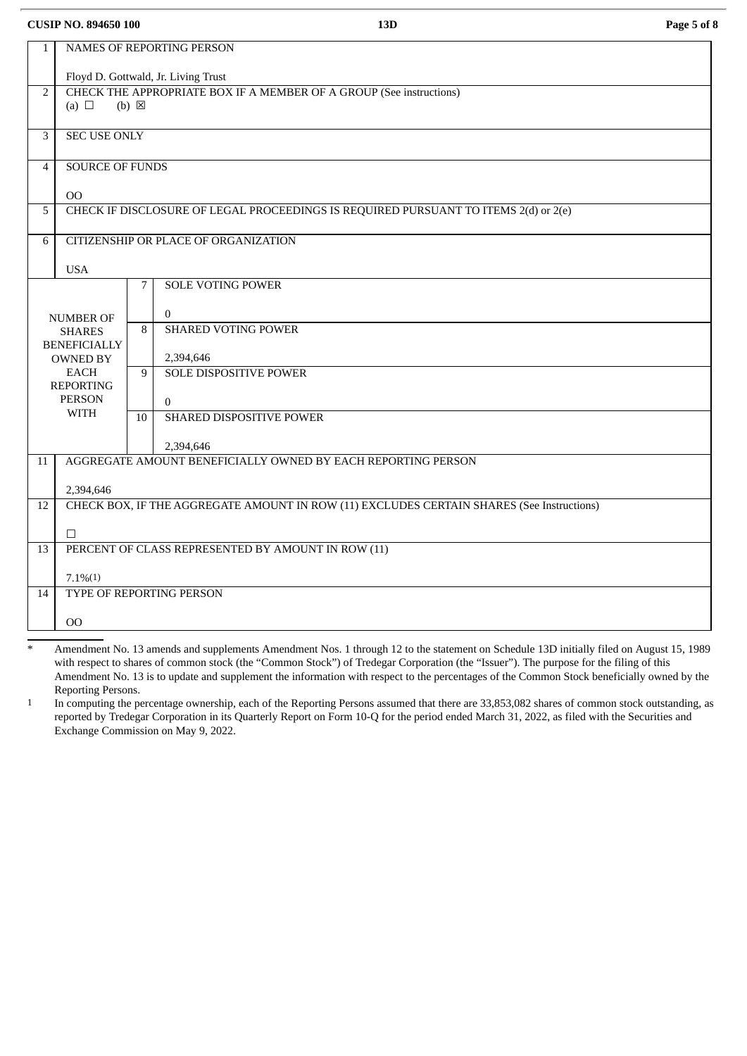| 1 | NAMES OF REPORTING PERSON<br><br>Floyd D. Gottwald, Jr. Living Trust | | |
|---|---|---|---|
| 2 | CHECK THE APPROPRIATE BOX IF A MEMBER OF A GROUP (See instructions)<br>(a) ☐ (b) ☒ | | |
| 3 | SEC USE ONLY | | |
| 4 | SOURCE OF FUNDS<br><br>OO | | |
| 5 | CHECK IF DISCLOSURE OF LEGAL PROCEEDINGS IS REQUIRED PURSUANT TO ITEMS 2(d) or 2(e) | | |
| 6 | CITIZENSHIP OR PLACE OF ORGANIZATION<br><br>USA | | |
| NUMBER OF SHARES BENEFICIALLY OWNED BY EACH REPORTING PERSON WITH | | 7 | SOLE VOTING POWER<br><br>0 |
| | | 8 | SHARED VOTING POWER<br><br>2,394,646 |
| | | 9 | SOLE DISPOSITIVE POWER<br><br>0 |
| | | 10 | SHARED DISPOSITIVE POWER<br><br>2,394,646 |
| 11 | AGGREGATE AMOUNT BENEFICIALLY OWNED BY EACH REPORTING PERSON<br><br>2,394,646 | | |
| 12 | CHECK BOX, IF THE AGGREGATE AMOUNT IN ROW (11) EXCLUDES CERTAIN SHARES (See Instructions)<br><br>☐ | | |
| 13 | PERCENT OF CLASS REPRESENTED BY AMOUNT IN ROW (11)<br><br>7.1%(1) | | |
| 14 | TYPE OF REPORTING PERSON<br><br>OO | | |

\* Amendment No. 13 amends and supplements Amendment Nos. 1 through 12 to the statement on Schedule 13D initially filed on August 15, 1989 with respect to shares of common stock (the "Common Stock") of Tredegar Corporation (the "Issuer"). The purpose for the filing of this Amendment No. 13 is to update and supplement the information with respect to the percentages of the Common Stock beneficially owned by the Reporting Persons.

1 In computing the percentage ownership, each of the Reporting Persons assumed that there are 33,853,082 shares of common stock outstanding, as reported by Tredegar Corporation in its Quarterly Report on Form 10-Q for the period ended March 31, 2022, as filed with the Securities and Exchange Commission on May 9, 2022.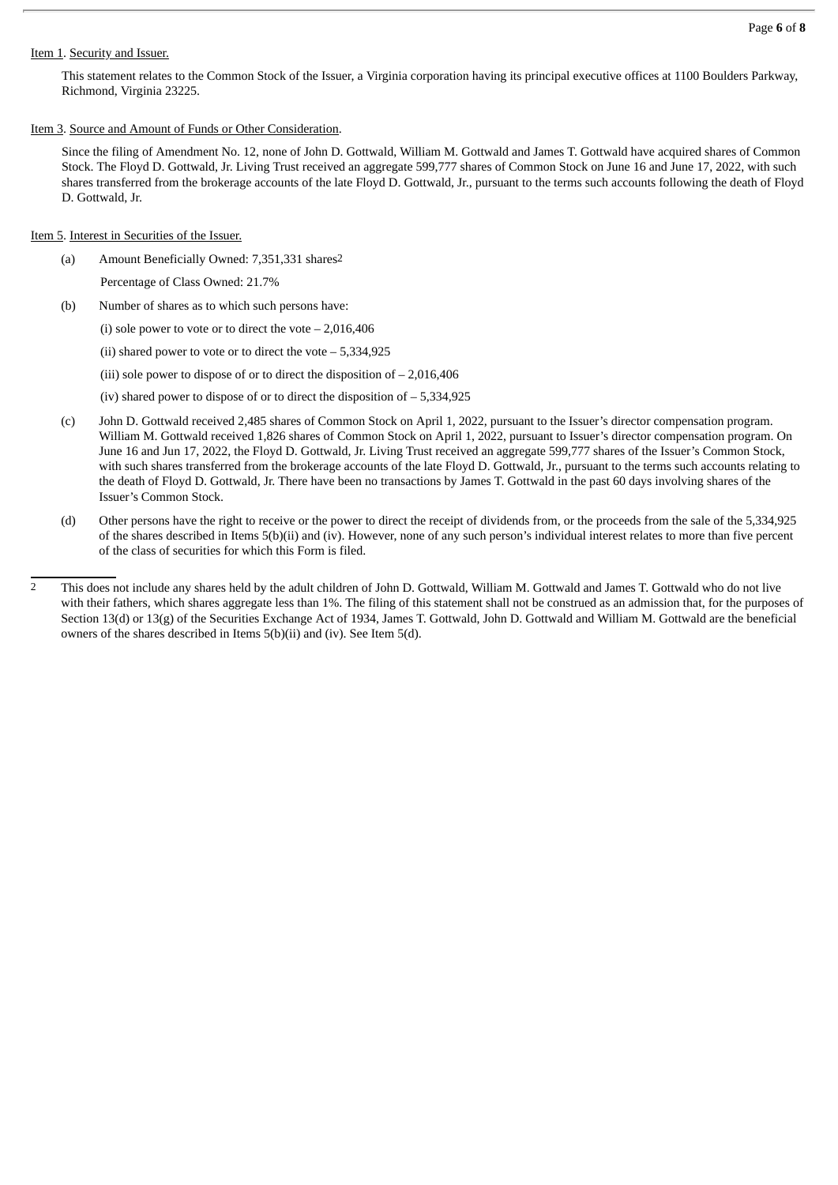Item 1. Security and Issuer.

This statement relates to the Common Stock of the Issuer, a Virginia corporation having its principal executive offices at 1100 Boulders Parkway, Richmond, Virginia 23225.

Item 3. Source and Amount of Funds or Other Consideration.

Since the filing of Amendment No. 12, none of John D. Gottwald, William M. Gottwald and James T. Gottwald have acquired shares of Common Stock. The Floyd D. Gottwald, Jr. Living Trust received an aggregate 599,777 shares of Common Stock on June 16 and June 17, 2022, with such shares transferred from the brokerage accounts of the late Floyd D. Gottwald, Jr., pursuant to the terms such accounts following the death of Floyd D. Gottwald, Jr.

Item 5. Interest in Securities of the Issuer.

(a) Amount Beneficially Owned: 7,351,331 shares[2]

Percentage of Class Owned: 21.7%

(b) Number of shares as to which such persons have:

(i) sole power to vote or to direct the vote – 2,016,406

(ii) shared power to vote or to direct the vote – 5,334,925

(iii) sole power to dispose of or to direct the disposition of – 2,016,406

(iv) shared power to dispose of or to direct the disposition of – 5,334,925

(c) John D. Gottwald received 2,485 shares of Common Stock on April 1, 2022, pursuant to the Issuer's director compensation program. William M. Gottwald received 1,826 shares of Common Stock on April 1, 2022, pursuant to Issuer's director compensation program. On June 16 and Jun 17, 2022, the Floyd D. Gottwald, Jr. Living Trust received an aggregate 599,777 shares of the Issuer's Common Stock, with such shares transferred from the brokerage accounts of the late Floyd D. Gottwald, Jr., pursuant to the terms such accounts relating to the death of Floyd D. Gottwald, Jr. There have been no transactions by James T. Gottwald in the past 60 days involving shares of the Issuer's Common Stock.

(d) Other persons have the right to receive or the power to direct the receipt of dividends from, or the proceeds from the sale of the 5,334,925 of the shares described in Items 5(b)(ii) and (iv). However, none of any such person's individual interest relates to more than five percent of the class of securities for which this Form is filed.

---

[2] This does not include any shares held by the adult children of John D. Gottwald, William M. Gottwald and James T. Gottwald who do not live with their fathers, which shares aggregate less than 1%. The filing of this statement shall not be construed as an admission that, for the purposes of Section 13(d) or 13(g) of the Securities Exchange Act of 1934, James T. Gottwald, John D. Gottwald and William M. Gottwald are the beneficial owners of the shares described in Items 5(b)(ii) and (iv). See Item 5(d).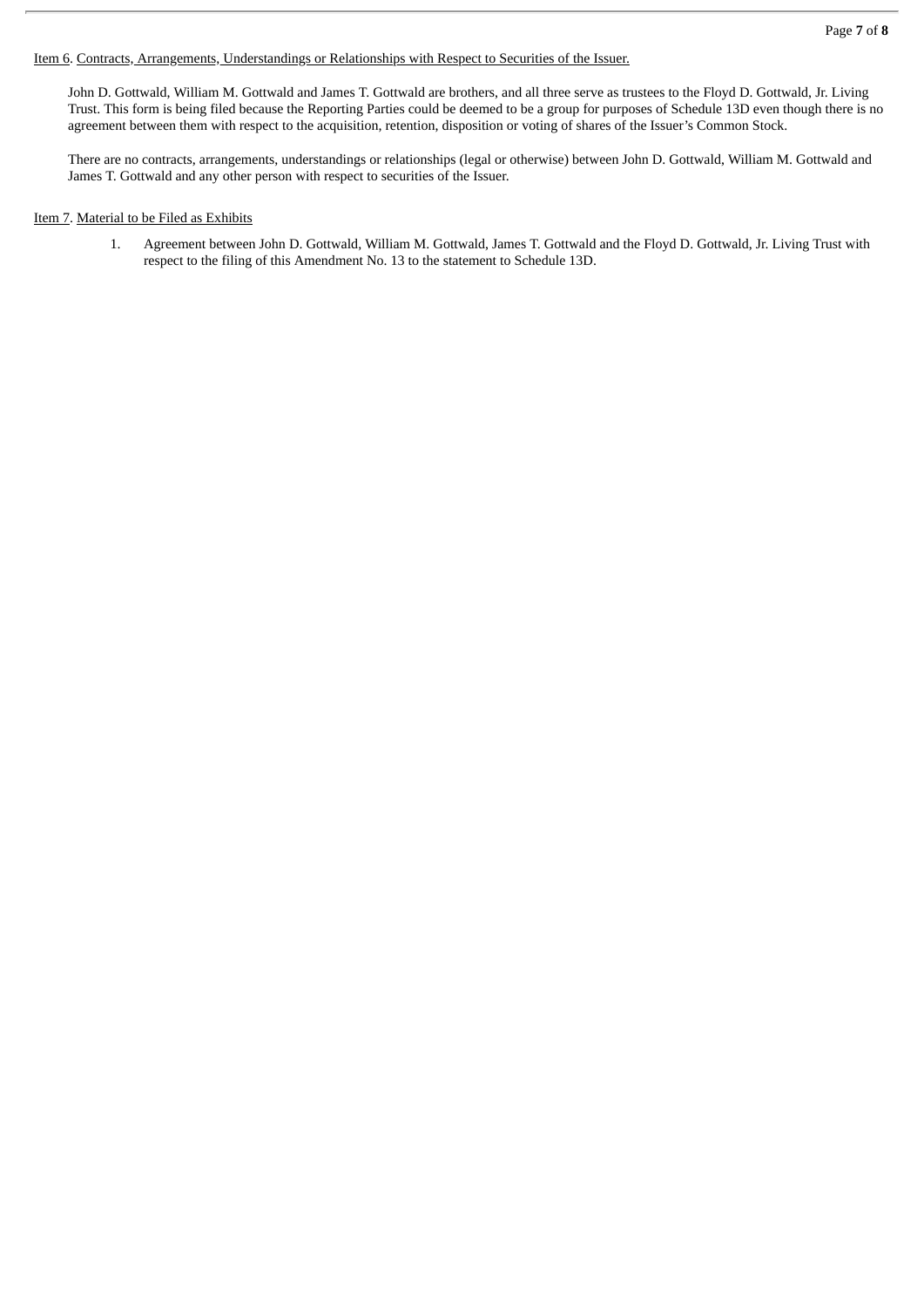<u>Item 6</u>. <u>Contracts, Arrangements, Understandings or Relationships with Respect to Securities of the Issuer.</u>

John D. Gottwald, William M. Gottwald and James T. Gottwald are brothers, and all three serve as trustees to the Floyd D. Gottwald, Jr. Living Trust. This form is being filed because the Reporting Parties could be deemed to be a group for purposes of Schedule 13D even though there is no agreement between them with respect to the acquisition, retention, disposition or voting of shares of the Issuer's Common Stock.

There are no contracts, arrangements, understandings or relationships (legal or otherwise) between John D. Gottwald, William M. Gottwald and James T. Gottwald and any other person with respect to securities of the Issuer.

<u>Item 7</u>. <u>Material to be Filed as Exhibits</u>

1. Agreement between John D. Gottwald, William M. Gottwald, James T. Gottwald and the Floyd D. Gottwald, Jr. Living Trust with respect to the filing of this Amendment No. 13 to the statement to Schedule 13D.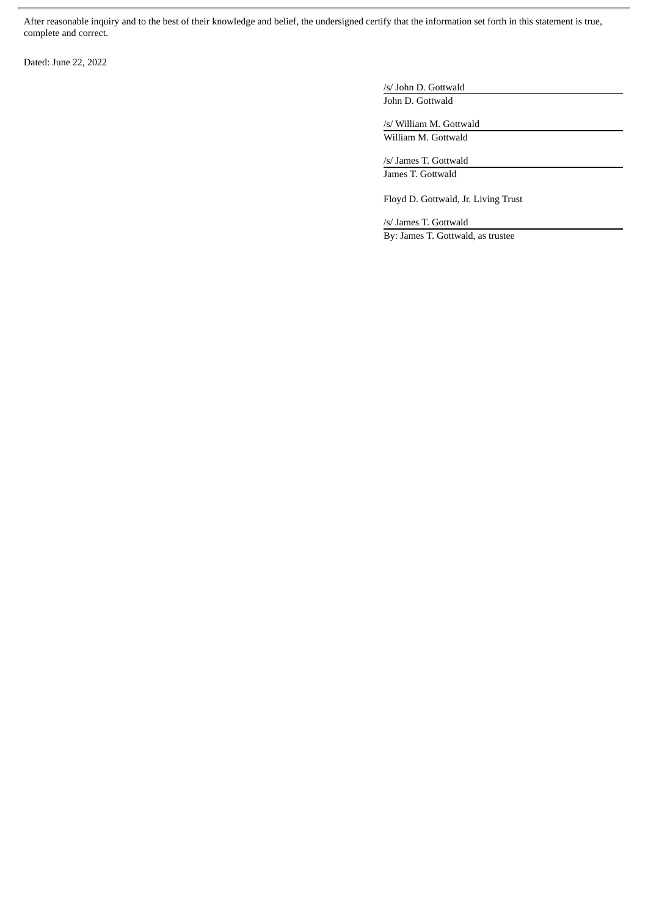After reasonable inquiry and to the best of their knowledge and belief, the undersigned certify that the information set forth in this statement is true, complete and correct.

Dated: June 22, 2022

/s/ John D. Gottwald
John D. Gottwald

/s/ William M. Gottwald
William M. Gottwald

/s/ James T. Gottwald
James T. Gottwald

Floyd D. Gottwald, Jr. Living Trust

/s/ James T. Gottwald
By: James T. Gottwald, as trustee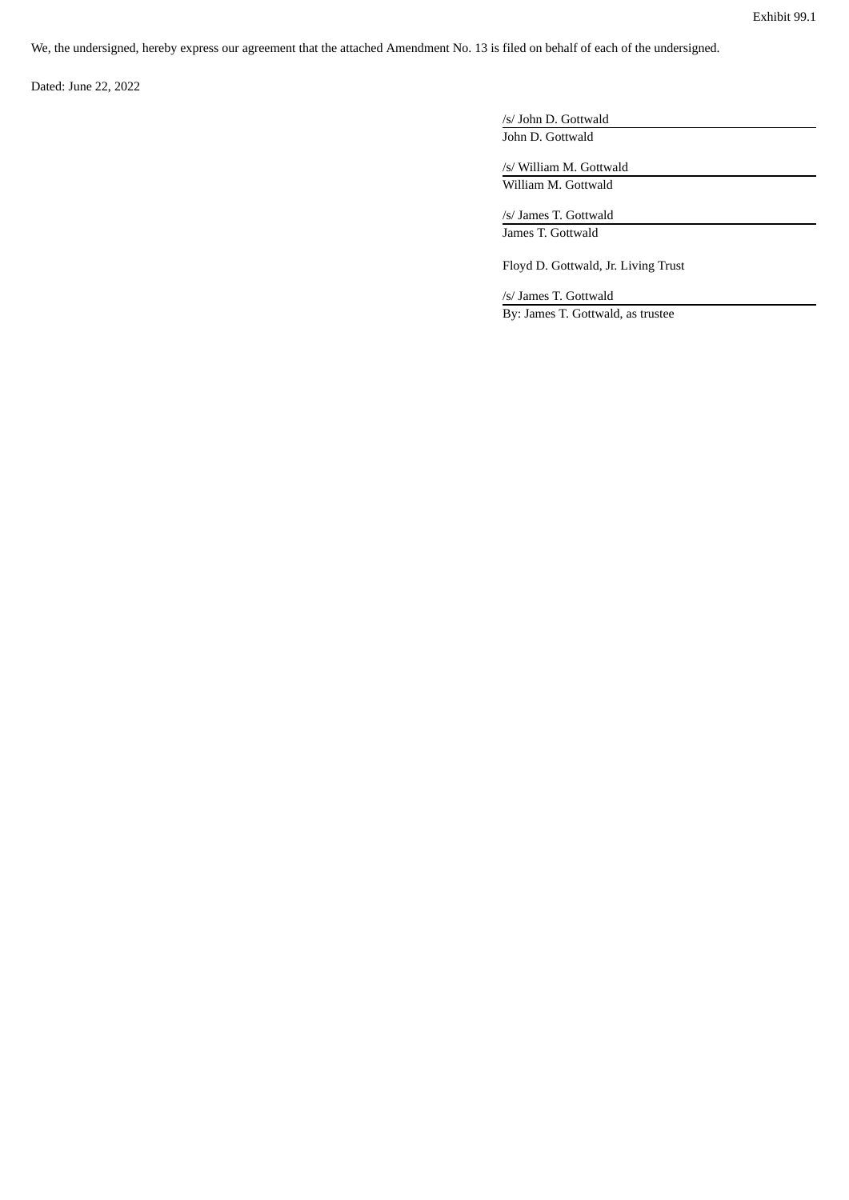Exhibit 99.1

We, the undersigned, hereby express our agreement that the attached Amendment No. 13 is filed on behalf of each of the undersigned.

Dated: June 22, 2022

/s/ John D. Gottwald
John D. Gottwald

/s/ William M. Gottwald
William M. Gottwald

/s/ James T. Gottwald
James T. Gottwald

Floyd D. Gottwald, Jr. Living Trust

/s/ James T. Gottwald
By: James T. Gottwald, as trustee